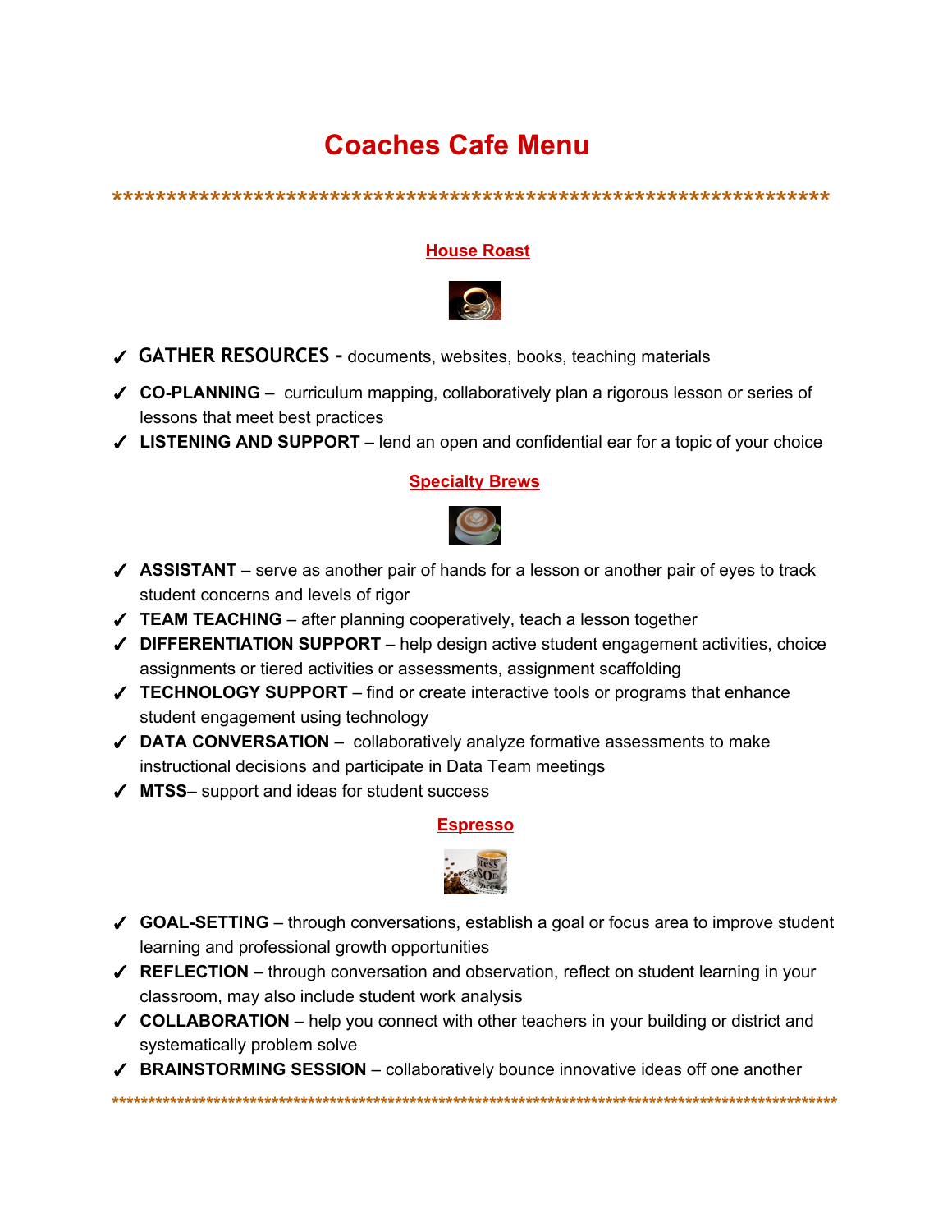# Coaches Cafe Menu

*********************************************************************

## House Roast

- ✓ **GATHER RESOURCES -** documents, websites, books, teaching materials
- ✓ **CO-PLANNING** – curriculum mapping, collaboratively plan a rigorous lesson or series of lessons that meet best practices
- ✓ **LISTENING AND SUPPORT** – lend an open and confidential ear for a topic of your choice

## Specialty Brews

- ✓ **ASSISTANT** – serve as another pair of hands for a lesson or another pair of eyes to track student concerns and levels of rigor
- ✓ **TEAM TEACHING** – after planning cooperatively, teach a lesson together
- ✓ **DIFFERENTIATION SUPPORT** – help design active student engagement activities, choice assignments or tiered activities or assessments, assignment scaffolding
- ✓ **TECHNOLOGY SUPPORT** – find or create interactive tools or programs that enhance student engagement using technology
- ✓ **DATA CONVERSATION** – collaboratively analyze formative assessments to make instructional decisions and participate in Data Team meetings
- ✓ **MTSS**– support and ideas for student success

## Espresso

- ✓ **GOAL-SETTING** – through conversations, establish a goal or focus area to improve student learning and professional growth opportunities
- ✓ **REFLECTION** – through conversation and observation, reflect on student learning in your classroom, may also include student work analysis
- ✓ **COLLABORATION** – help you connect with other teachers in your building or district and systematically problem solve
- ✓ **BRAINSTORMING SESSION** – collaboratively bounce innovative ideas off one another

*********************************************************************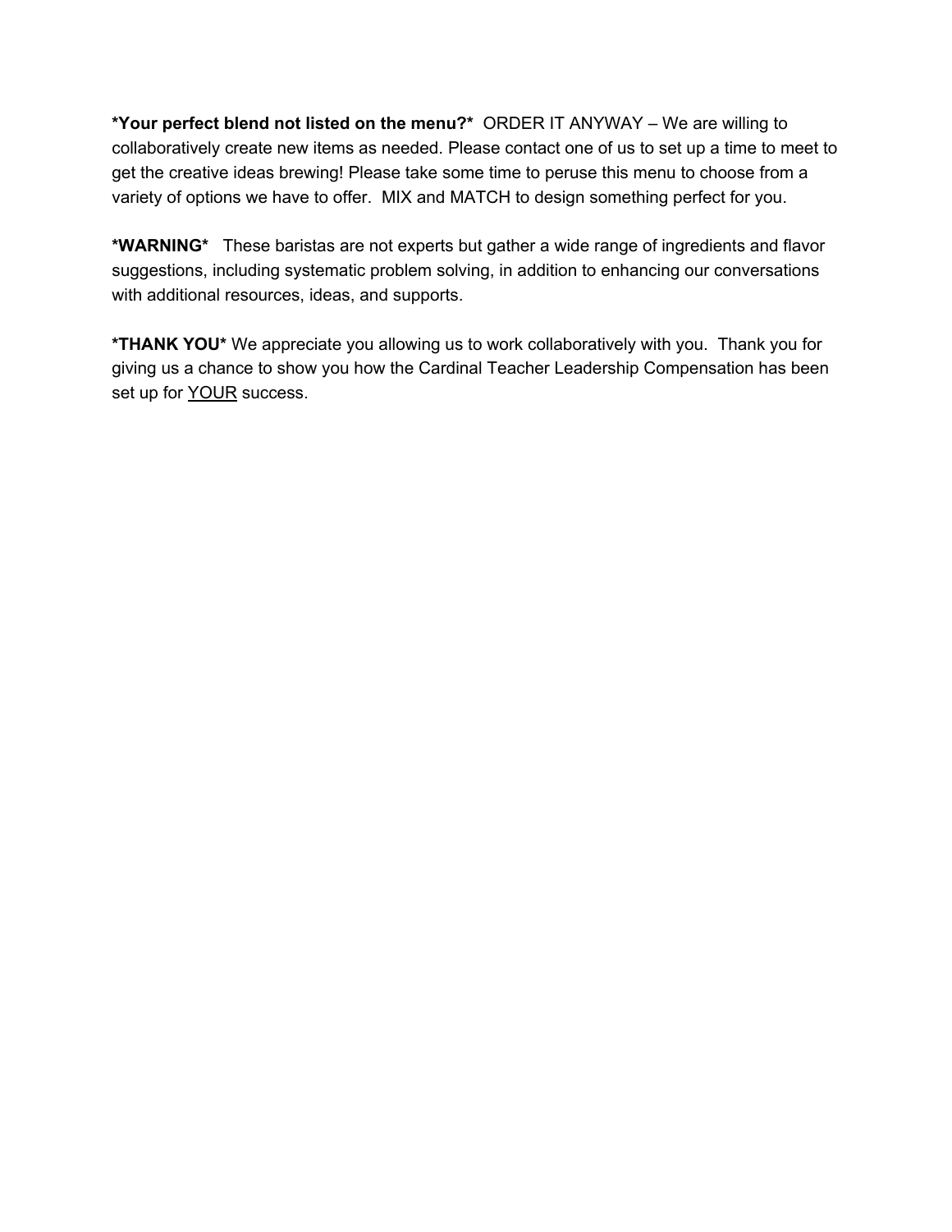**\*Your perfect blend not listed on the menu?\*** ORDER IT ANYWAY – We are willing to collaboratively create new items as needed. Please contact one of us to set up a time to meet to get the creative ideas brewing! Please take some time to peruse this menu to choose from a variety of options we have to offer. MIX and MATCH to design something perfect for you.

**\*WARNING\*** These baristas are not experts but gather a wide range of ingredients and flavor suggestions, including systematic problem solving, in addition to enhancing our conversations with additional resources, ideas, and supports.

**\*THANK YOU\*** We appreciate you allowing us to work collaboratively with you. Thank you for giving us a chance to show you how the Cardinal Teacher Leadership Compensation has been set up for <u>YOUR</u> success.